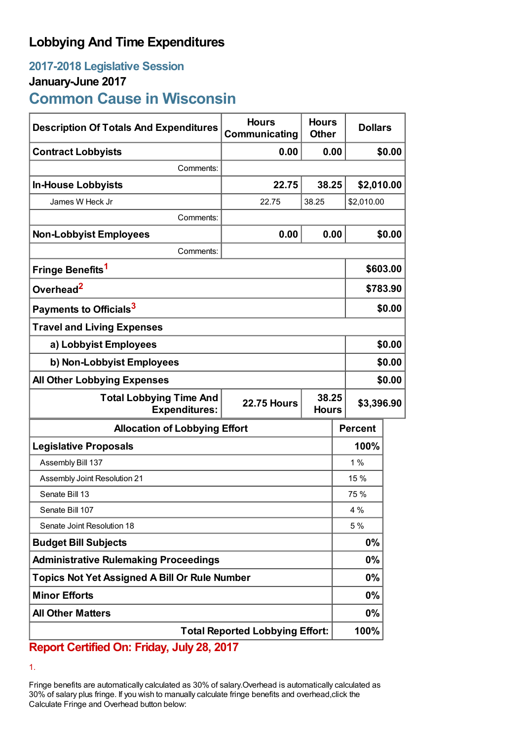# Lobbying And Time Expenditures

## 2017-2018 Legislative Session

### January-June 2017

## Common Cause in Wisconsin

| Description Of Totals And Expenditures | Hours Communicating | Hours Other | Dollars |
|---|---|---|---|
| **Contract Lobbyists** | **0.00** | **0.00** | **$0.00** |
| Comments: | | | |
| **In-House Lobbyists** | **22.75** | **38.25** | **$2,010.00** |
| James W Heck Jr | 22.75 | 38.25 | $2,010.00 |
| Comments: | | | |
| **Non-Lobbyist Employees** | **0.00** | **0.00** | **$0.00** |
| Comments: | | | |
| **Fringe Benefits**[1] | | | **$603.00** |
| **Overhead**[2] | | | **$783.90** |
| **Payments to Officials**[3] | | | **$0.00** |
| **Travel and Living Expenses** | | | |
| **a) Lobbyist Employees** | | | **$0.00** |
| **b) Non-Lobbyist Employees** | | | **$0.00** |
| **All Other Lobbying Expenses** | | | **$0.00** |
| **Total Lobbying Time And Expenditures:** | **22.75 Hours** | **38.25 Hours** | **$3,396.90** |

| Allocation of Lobbying Effort | Percent |
|---|---|
| **Legislative Proposals** | **100%** |
| Assembly Bill 137 | 1 % |
| Assembly Joint Resolution 21 | 15 % |
| Senate Bill 13 | 75 % |
| Senate Bill 107 | 4 % |
| Senate Joint Resolution 18 | 5 % |
| **Budget Bill Subjects** | **0%** |
| **Administrative Rulemaking Proceedings** | **0%** |
| **Topics Not Yet Assigned A Bill Or Rule Number** | **0%** |
| **Minor Efforts** | **0%** |
| **All Other Matters** | **0%** |
| **Total Reported Lobbying Effort:** | **100%** |

**Report Certified On: Friday, July 28, 2017**

1.

Fringe benefits are automatically calculated as 30% of salary.Overhead is automatically calculated as 30% of salary plus fringe. If you wish to manually calculate fringe benefits and overhead,click the Calculate Fringe and Overhead button below: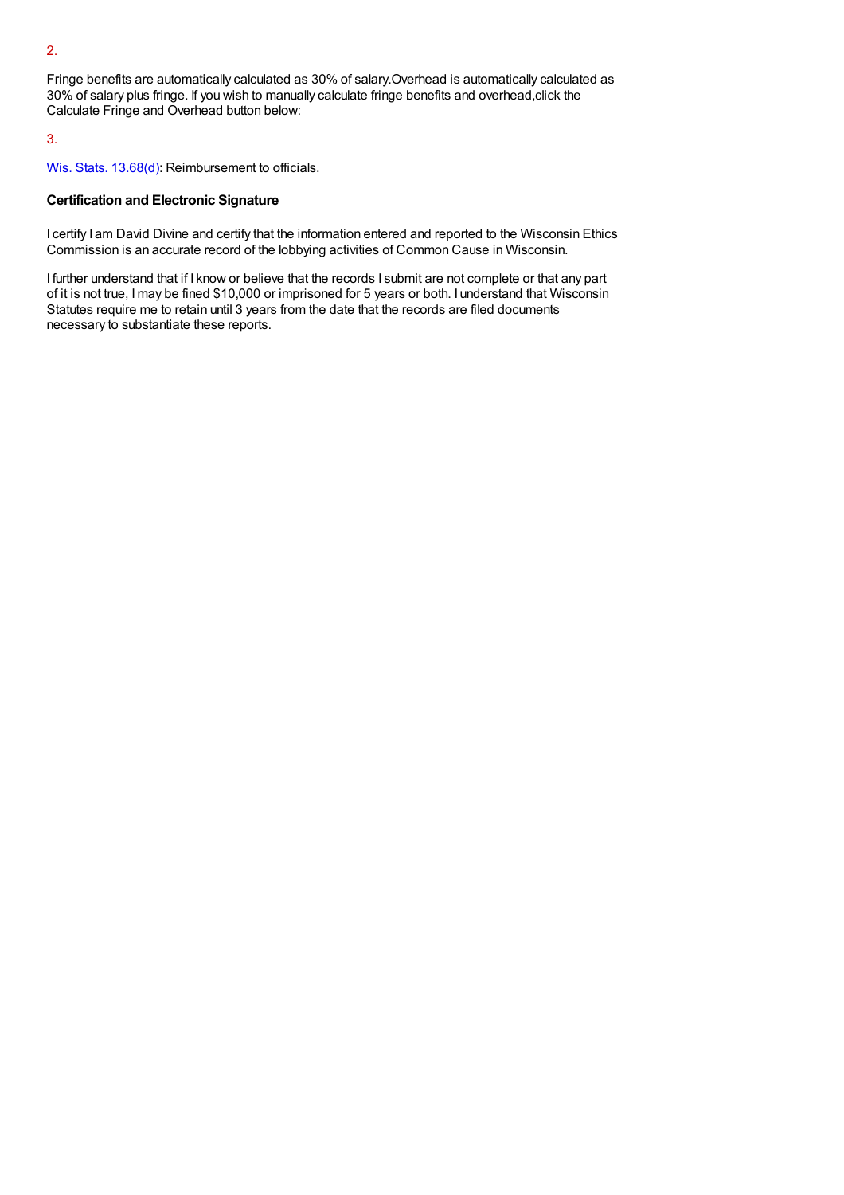2.

Fringe benefits are automatically calculated as 30% of salary.Overhead is automatically calculated as 30% of salary plus fringe. If you wish to manually calculate fringe benefits and overhead,click the Calculate Fringe and Overhead button below:

3.

Wis. Stats. 13.68(d): Reimbursement to officials.

**Certification and Electronic Signature**

I certify I am David Divine and certify that the information entered and reported to the Wisconsin Ethics Commission is an accurate record of the lobbying activities of Common Cause in Wisconsin.

I further understand that if I know or believe that the records I submit are not complete or that any part of it is not true, I may be fined $10,000 or imprisoned for 5 years or both. I understand that Wisconsin Statutes require me to retain until 3 years from the date that the records are filed documents necessary to substantiate these reports.